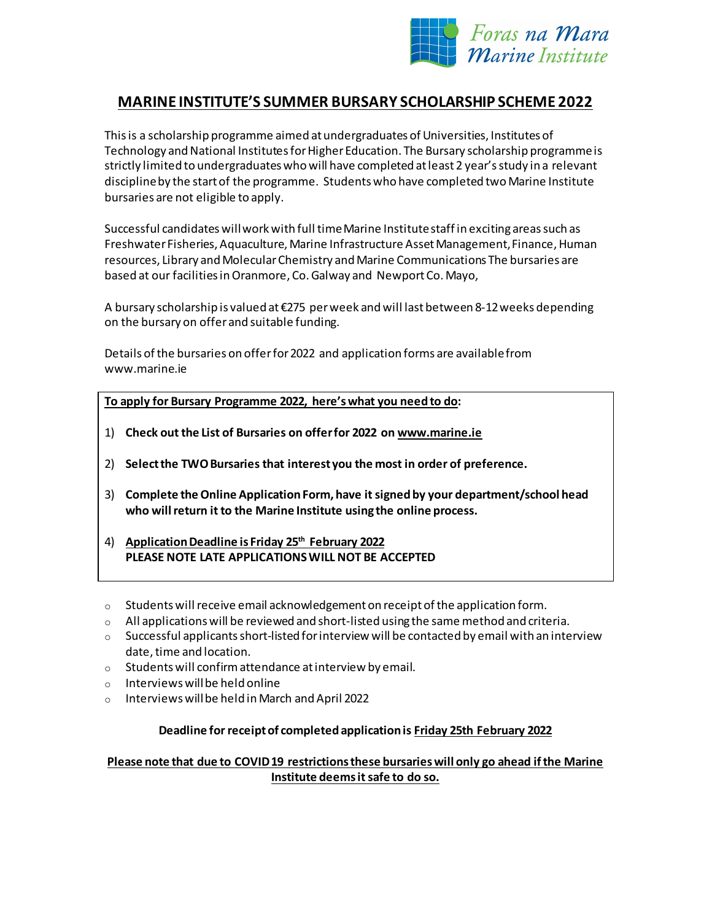Foras na Mara
Marine Institute

# MARINE INSTITUTE'S SUMMER BURSARY SCHOLARSHIP SCHEME 2022

This is a scholarship programme aimed at undergraduates of Universities, Institutes of Technology and National Institutes for Higher Education. The Bursary scholarship programme is strictly limited to undergraduates who will have completed at least 2 year's study in a relevant discipline by the start of the programme. Students who have completed two Marine Institute bursaries are not eligible to apply.

Successful candidates will work with full time Marine Institute staff in exciting areas such as Freshwater Fisheries, Aquaculture, Marine Infrastructure Asset Management, Finance, Human resources, Library and Molecular Chemistry and Marine Communications The bursaries are based at our facilities in Oranmore, Co. Galway and Newport Co. Mayo,

A bursary scholarship is valued at €275 per week and will last between 8-12 weeks depending on the bursary on offer and suitable funding.

Details of the bursaries on offer for 2022 and application forms are available from www.marine.ie

**To apply for Bursary Programme 2022, here's what you need to do:**

1) **Check out the List of Bursaries on offer for 2022 on www.marine.ie**
2) **Select the TWO Bursaries that interest you the most in order of preference.**
3) **Complete the Online Application Form, have it signed by your department/school head who will return it to the Marine Institute using the online process.**
4) **Application Deadline is Friday 25th February 2022**
   **PLEASE NOTE LATE APPLICATIONS WILL NOT BE ACCEPTED**

- Students will receive email acknowledgement on receipt of the application form.
- All applications will be reviewed and short-listed using the same method and criteria.
- Successful applicants short-listed for interview will be contacted by email with an interview date, time and location.
- Students will confirm attendance at interview by email.
- Interviews will be held online
- Interviews will be held in March and April 2022

**Deadline for receipt of completed application is Friday 25th February 2022**

**Please note that due to COVID19 restrictions these bursaries will only go ahead if the Marine Institute deems it safe to do so.**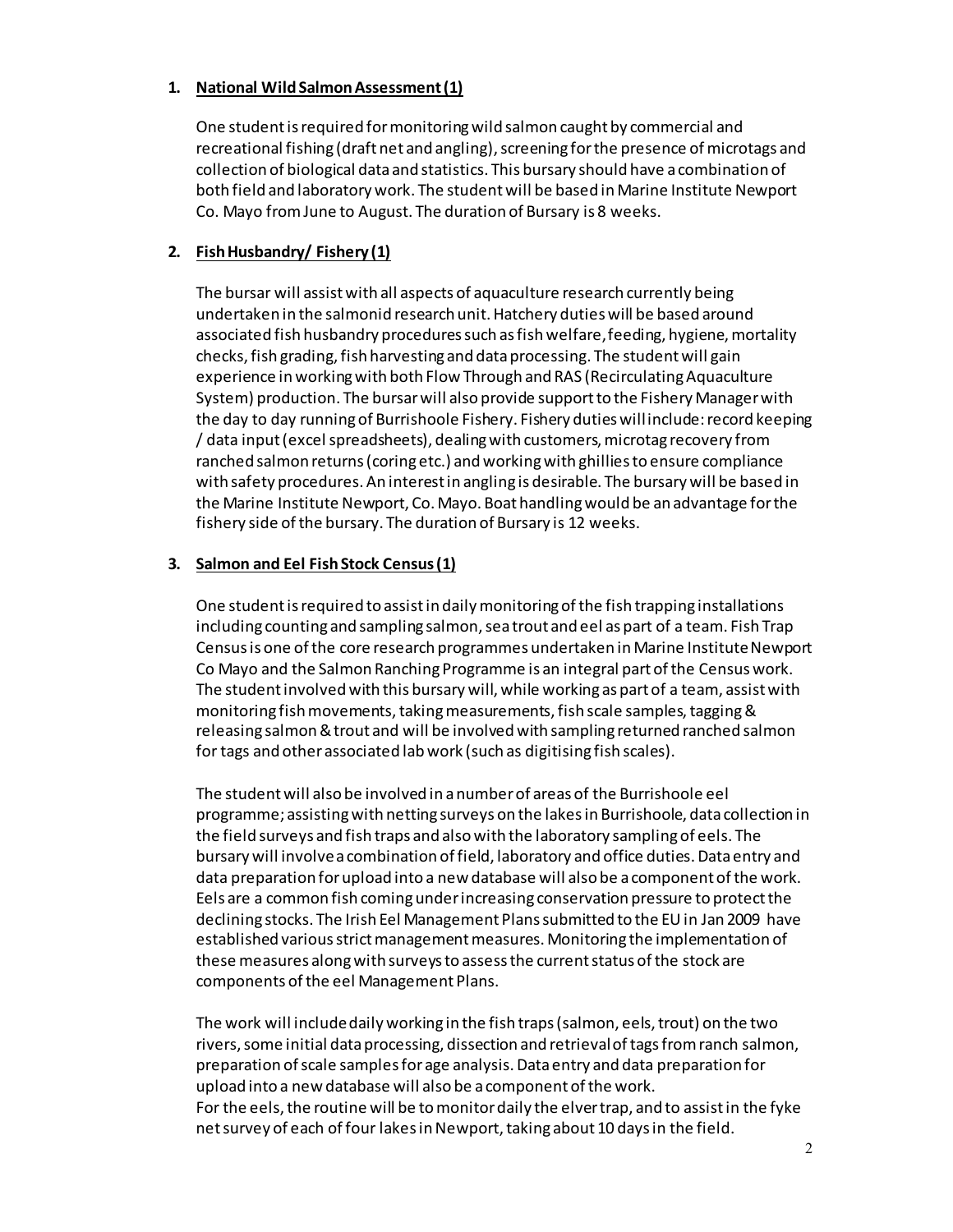1. **National Wild Salmon Assessment (1)**

   One student is required for monitoring wild salmon caught by commercial and recreational fishing (draft net and angling), screening for the presence of microtags and collection of biological data and statistics. This bursary should have a combination of both field and laboratory work. The student will be based in Marine Institute Newport Co. Mayo from June to August. The duration of Bursary is 8 weeks.

2. **Fish Husbandry/ Fishery (1)**

   The bursar will assist with all aspects of aquaculture research currently being undertaken in the salmonid research unit. Hatchery duties will be based around associated fish husbandry procedures such as fish welfare, feeding, hygiene, mortality checks, fish grading, fish harvesting and data processing. The student will gain experience in working with both Flow Through and RAS (Recirculating Aquaculture System) production. The bursar will also provide support to the Fishery Manager with the day to day running of Burrishoole Fishery. Fishery duties will include: record keeping / data input (excel spreadsheets), dealing with customers, microtag recovery from ranched salmon returns (coring etc.) and working with ghillies to ensure compliance with safety procedures. An interest in angling is desirable. The bursary will be based in the Marine Institute Newport, Co. Mayo. Boat handling would be an advantage for the fishery side of the bursary. The duration of Bursary is 12 weeks.

3. **Salmon and Eel Fish Stock Census (1)**

   One student is required to assist in daily monitoring of the fish trapping installations including counting and sampling salmon, sea trout and eel as part of a team. Fish Trap Census is one of the core research programmes undertaken in Marine Institute Newport Co Mayo and the Salmon Ranching Programme is an integral part of the Census work. The student involved with this bursary will, while working as part of a team, assist with monitoring fish movements, taking measurements, fish scale samples, tagging & releasing salmon & trout and will be involved with sampling returned ranched salmon for tags and other associated lab work (such as digitising fish scales).

   The student will also be involved in a number of areas of the Burrishoole eel programme; assisting with netting surveys on the lakes in Burrishoole, data collection in the field surveys and fish traps and also with the laboratory sampling of eels. The bursary will involve a combination of field, laboratory and office duties. Data entry and data preparation for upload into a new database will also be a component of the work. Eels are a common fish coming under increasing conservation pressure to protect the declining stocks. The Irish Eel Management Plans submitted to the EU in Jan 2009 have established various strict management measures. Monitoring the implementation of these measures along with surveys to assess the current status of the stock are components of the eel Management Plans.

   The work will include daily working in the fish traps (salmon, eels, trout) on the two rivers, some initial data processing, dissection and retrieval of tags from ranch salmon, preparation of scale samples for age analysis. Data entry and data preparation for upload into a new database will also be a component of the work.
   For the eels, the routine will be to monitor daily the elver trap, and to assist in the fyke net survey of each of four lakes in Newport, taking about 10 days in the field.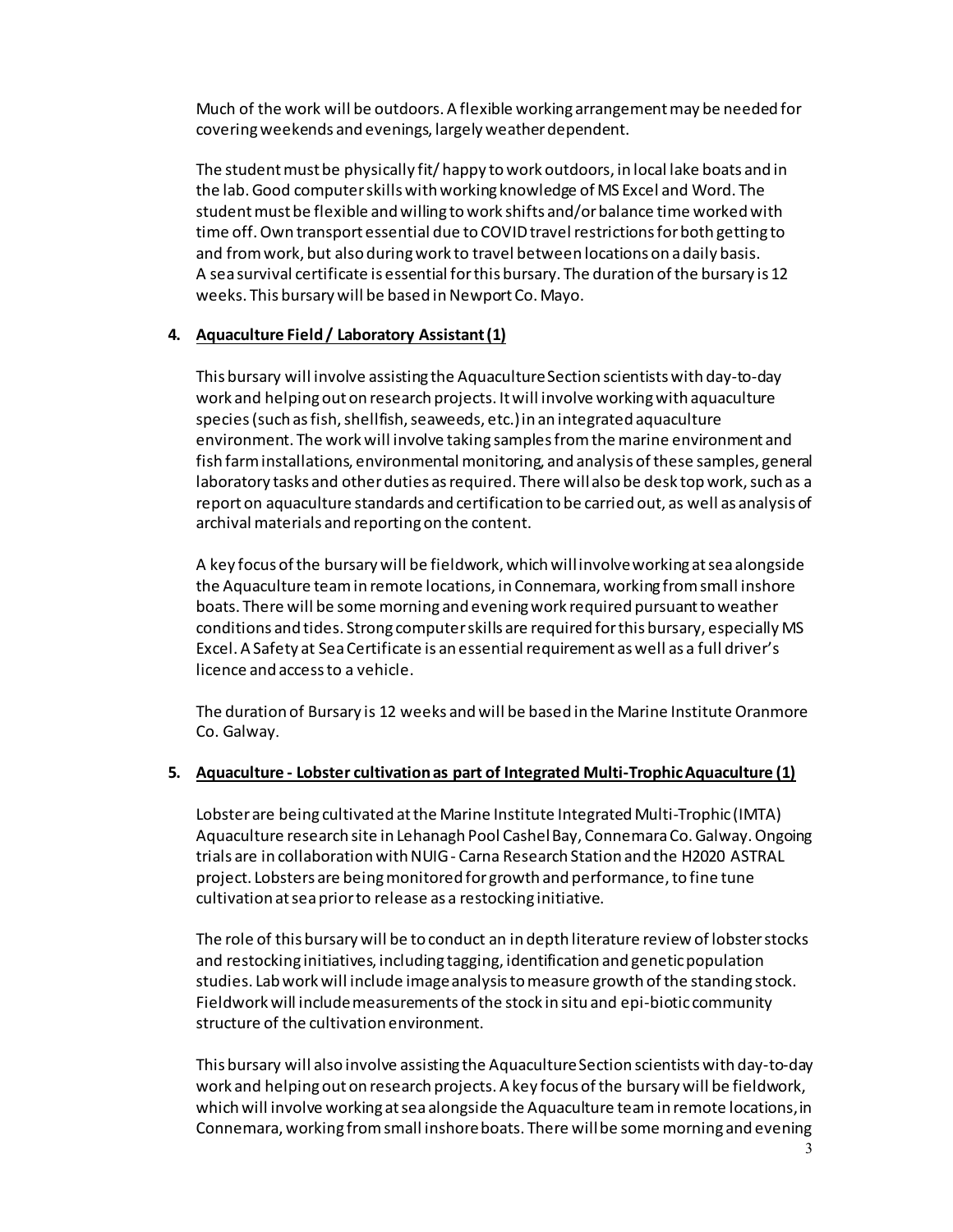Much of the work will be outdoors. A flexible working arrangement may be needed for covering weekends and evenings, largely weather dependent.

The student must be physically fit/ happy to work outdoors, in local lake boats and in the lab. Good computer skills with working knowledge of MS Excel and Word. The student must be flexible and willing to work shifts and/or balance time worked with time off. Own transport essential due to COVID travel restrictions for both getting to and from work, but also during work to travel between locations on a daily basis.
A sea survival certificate is essential for this bursary. The duration of the bursary is 12 weeks. This bursary will be based in Newport Co. Mayo.

4. **Aquaculture Field / Laboratory Assistant (1)**

This bursary will involve assisting the Aquaculture Section scientists with day-to-day work and helping out on research projects. It will involve working with aquaculture species (such as fish, shellfish, seaweeds, etc.) in an integrated aquaculture environment. The work will involve taking samples from the marine environment and fish farm installations, environmental monitoring, and analysis of these samples, general laboratory tasks and other duties as required. There will also be desk top work, such as a report on aquaculture standards and certification to be carried out, as well as analysis of archival materials and reporting on the content.

A key focus of the bursary will be fieldwork, which will involve working at sea alongside the Aquaculture team in remote locations, in Connemara, working from small inshore boats. There will be some morning and evening work required pursuant to weather conditions and tides. Strong computer skills are required for this bursary, especially MS Excel. A Safety at Sea Certificate is an essential requirement as well as a full driver's licence and access to a vehicle.

The duration of Bursary is 12 weeks and will be based in the Marine Institute Oranmore Co. Galway.

5. **Aquaculture - Lobster cultivation as part of Integrated Multi-Trophic Aquaculture (1)**

Lobster are being cultivated at the Marine Institute Integrated Multi-Trophic (IMTA) Aquaculture research site in Lehanagh Pool Cashel Bay, Connemara Co. Galway. Ongoing trials are in collaboration with NUIG - Carna Research Station and the H2020 ASTRAL project. Lobsters are being monitored for growth and performance, to fine tune cultivation at sea prior to release as a restocking initiative.

The role of this bursary will be to conduct an in depth literature review of lobster stocks and restocking initiatives, including tagging, identification and genetic population studies. Lab work will include image analysis to measure growth of the standing stock. Fieldwork will include measurements of the stock in situ and epi-biotic community structure of the cultivation environment.

This bursary will also involve assisting the Aquaculture Section scientists with day-to-day work and helping out on research projects. A key focus of the bursary will be fieldwork, which will involve working at sea alongside the Aquaculture team in remote locations, in Connemara, working from small inshore boats. There will be some morning and evening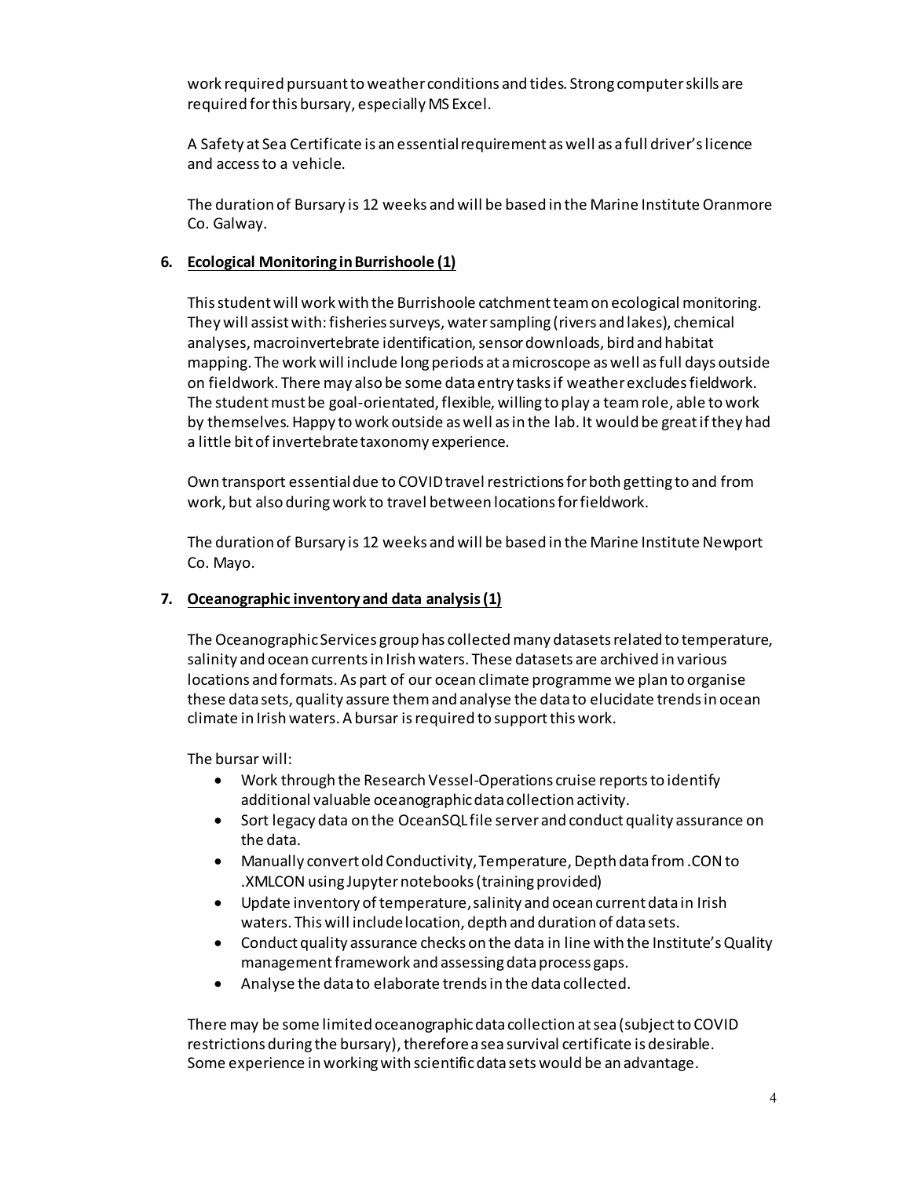work required pursuant to weather conditions and tides. Strong computer skills are required for this bursary, especially MS Excel.

A Safety at Sea Certificate is an essential requirement as well as a full driver's licence and access to a vehicle.

The duration of Bursary is 12 weeks and will be based in the Marine Institute Oranmore Co. Galway.

### 6. Ecological Monitoring in Burrishoole (1)

This student will work with the Burrishoole catchment team on ecological monitoring. They will assist with: fisheries surveys, water sampling (rivers and lakes), chemical analyses, macroinvertebrate identification, sensor downloads, bird and habitat mapping. The work will include long periods at a microscope as well as full days outside on fieldwork. There may also be some data entry tasks if weather excludes fieldwork. The student must be goal-orientated, flexible, willing to play a team role, able to work by themselves. Happy to work outside as well as in the lab. It would be great if they had a little bit of invertebrate taxonomy experience.

Own transport essential due to COVID travel restrictions for both getting to and from work, but also during work to travel between locations for fieldwork.

The duration of Bursary is 12 weeks and will be based in the Marine Institute Newport Co. Mayo.

### 7. Oceanographic inventory and data analysis (1)

The Oceanographic Services group has collected many datasets related to temperature, salinity and ocean currents in Irish waters. These datasets are archived in various locations and formats. As part of our ocean climate programme we plan to organise these data sets, quality assure them and analyse the data to elucidate trends in ocean climate in Irish waters. A bursar is required to support this work.

The bursar will:

- Work through the Research Vessel-Operations cruise reports to identify additional valuable oceanographic data collection activity.
- Sort legacy data on the OceanSQL file server and conduct quality assurance on the data.
- Manually convert old Conductivity, Temperature, Depth data from .CON to .XMLCON using Jupyter notebooks (training provided)
- Update inventory of temperature, salinity and ocean current data in Irish waters. This will include location, depth and duration of data sets.
- Conduct quality assurance checks on the data in line with the Institute's Quality management framework and assessing data process gaps.
- Analyse the data to elaborate trends in the data collected.

There may be some limited oceanographic data collection at sea (subject to COVID restrictions during the bursary), therefore a sea survival certificate is desirable. Some experience in working with scientific data sets would be an advantage.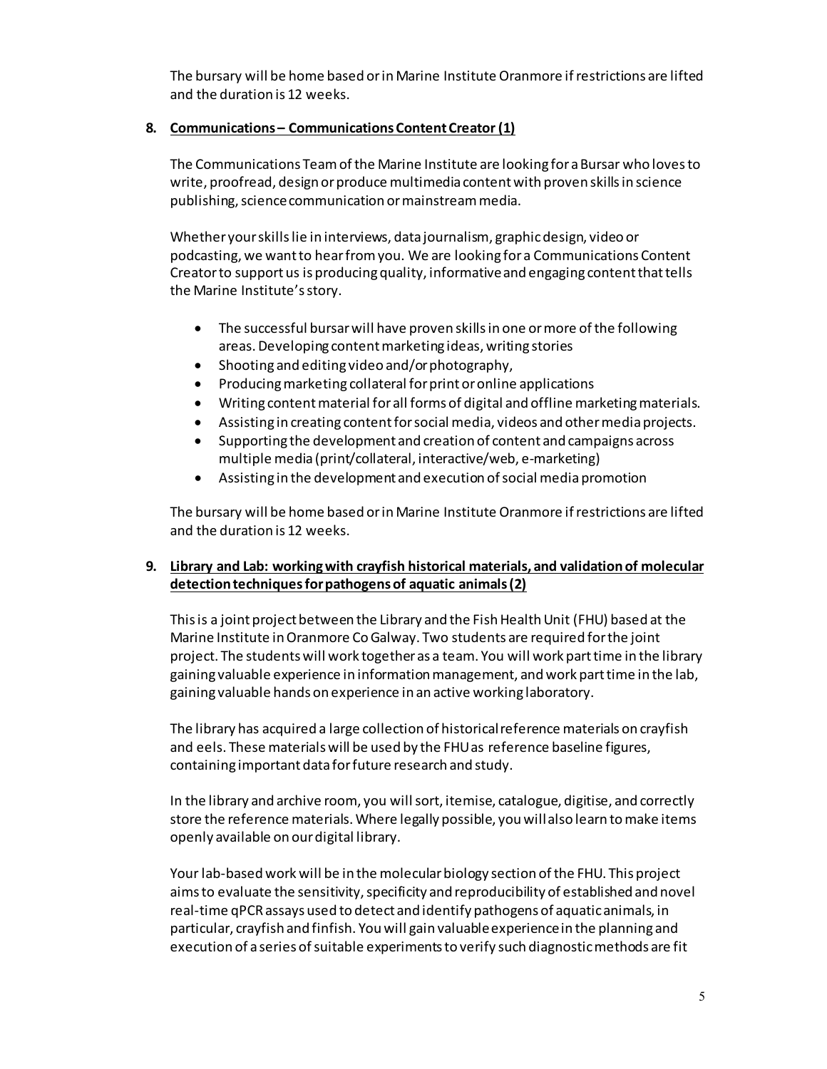The bursary will be home based or in Marine Institute Oranmore if restrictions are lifted and the duration is 12 weeks.

8. **Communications – Communications Content Creator (1)**

The Communications Team of the Marine Institute are looking for a Bursar who loves to write, proofread, design or produce multimedia content with proven skills in science publishing, science communication or mainstream media.

Whether your skills lie in interviews, data journalism, graphic design, video or podcasting, we want to hear from you. We are looking for a Communications Content Creator to support us is producing quality, informative and engaging content that tells the Marine Institute's story.

- The successful bursar will have proven skills in one or more of the following areas. Developing content marketing ideas, writing stories
- Shooting and editing video and/or photography,
- Producing marketing collateral for print or online applications
- Writing content material for all forms of digital and offline marketing materials.
- Assisting in creating content for social media, videos and other media projects.
- Supporting the development and creation of content and campaigns across multiple media (print/collateral, interactive/web, e-marketing)
- Assisting in the development and execution of social media promotion

The bursary will be home based or in Marine Institute Oranmore if restrictions are lifted and the duration is 12 weeks.

9. **Library and Lab: working with crayfish historical materials, and validation of molecular detection techniques for pathogens of aquatic animals (2)**

This is a joint project between the Library and the Fish Health Unit (FHU) based at the Marine Institute in Oranmore Co Galway. Two students are required for the joint project. The students will work together as a team. You will work part time in the library gaining valuable experience in information management, and work part time in the lab, gaining valuable hands on experience in an active working laboratory.

The library has acquired a large collection of historical reference materials on crayfish and eels. These materials will be used by the FHU as reference baseline figures, containing important data for future research and study.

In the library and archive room, you will sort, itemise, catalogue, digitise, and correctly store the reference materials. Where legally possible, you will also learn to make items openly available on our digital library.

Your lab-based work will be in the molecular biology section of the FHU. This project aims to evaluate the sensitivity, specificity and reproducibility of established and novel real-time qPCR assays used to detect and identify pathogens of aquatic animals, in particular, crayfish and finfish. You will gain valuable experience in the planning and execution of a series of suitable experiments to verify such diagnostic methods are fit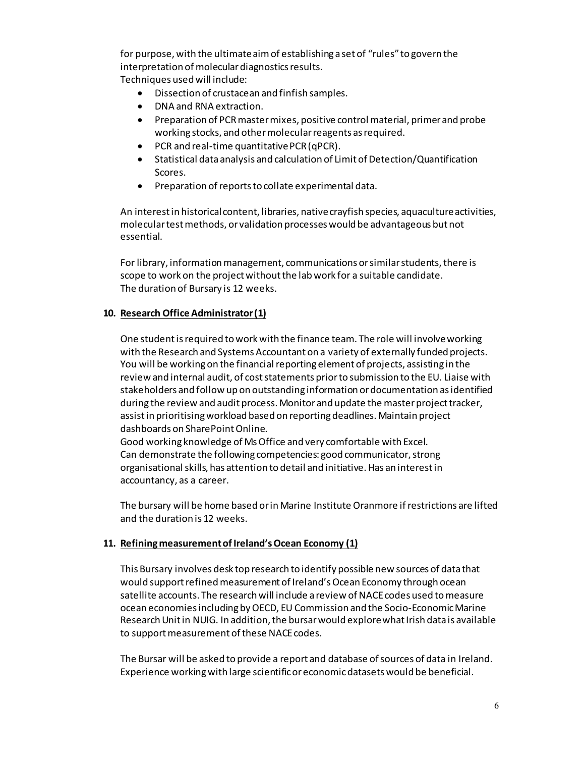for purpose, with the ultimate aim of establishing a set of "rules" to govern the interpretation of molecular diagnostics results.
Techniques used will include:

- Dissection of crustacean and finfish samples.
- DNA and RNA extraction.
- Preparation of PCR master mixes, positive control material, primer and probe working stocks, and other molecular reagents as required.
- PCR and real-time quantitative PCR (qPCR).
- Statistical data analysis and calculation of Limit of Detection/Quantification Scores.
- Preparation of reports to collate experimental data.

An interest in historical content, libraries, native crayfish species, aquaculture activities, molecular test methods, or validation processes would be advantageous but not essential.

For library, information management, communications or similar students, there is scope to work on the project without the lab work for a suitable candidate.
The duration of Bursary is 12 weeks.

## 10. Research Office Administrator (1)

One student is required to work with the finance team. The role will involve working with the Research and Systems Accountant on a variety of externally funded projects. You will be working on the financial reporting element of projects, assisting in the review and internal audit, of cost statements prior to submission to the EU. Liaise with stakeholders and follow up on outstanding information or documentation as identified during the review and audit process. Monitor and update the master project tracker, assist in prioritising workload based on reporting deadlines. Maintain project dashboards on SharePoint Online.
Good working knowledge of Ms Office and very comfortable with Excel.
Can demonstrate the following competencies: good communicator, strong organisational skills, has attention to detail and initiative. Has an interest in accountancy, as a career.

The bursary will be home based or in Marine Institute Oranmore if restrictions are lifted and the duration is 12 weeks.

## 11. Refining measurement of Ireland's Ocean Economy (1)

This Bursary involves desk top research to identify possible new sources of data that would support refined measurement of Ireland's Ocean Economy through ocean satellite accounts. The research will include a review of NACE codes used to measure ocean economies including by OECD, EU Commission and the Socio-Economic Marine Research Unit in NUIG. In addition, the bursar would explore what Irish data is available to support measurement of these NACE codes.

The Bursar will be asked to provide a report and database of sources of data in Ireland. Experience working with large scientific or economic datasets would be beneficial.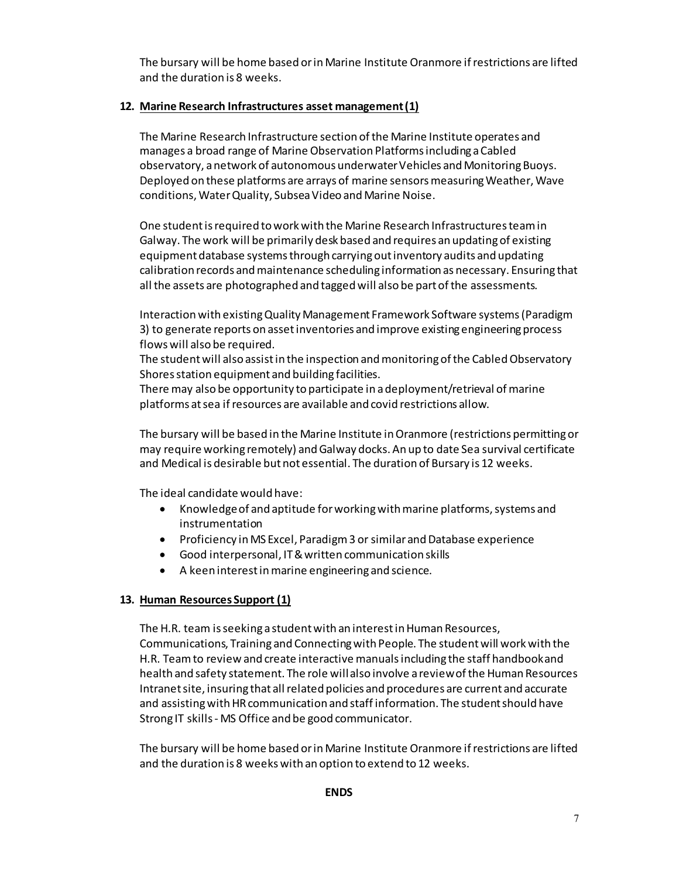The bursary will be home based or in Marine Institute Oranmore if restrictions are lifted and the duration is 8 weeks.

**12. Marine Research Infrastructures asset management (1)**

The Marine Research Infrastructure section of the Marine Institute operates and manages a broad range of Marine Observation Platforms including a Cabled observatory, a network of autonomous underwater Vehicles and Monitoring Buoys. Deployed on these platforms are arrays of marine sensors measuring Weather, Wave conditions, Water Quality, Subsea Video and Marine Noise.

One student is required to work with the Marine Research Infrastructures team in Galway. The work will be primarily desk based and requires an updating of existing equipment database systems through carrying out inventory audits and updating calibration records and maintenance scheduling information as necessary. Ensuring that all the assets are photographed and tagged will also be part of the assessments.

Interaction with existing Quality Management Framework Software systems (Paradigm 3) to generate reports on asset inventories and improve existing engineering process flows will also be required.
The student will also assist in the inspection and monitoring of the Cabled Observatory Shores station equipment and building facilities.
There may also be opportunity to participate in a deployment/retrieval of marine platforms at sea if resources are available and covid restrictions allow.

The bursary will be based in the Marine Institute in Oranmore (restrictions permitting or may require working remotely) and Galway docks. An up to date Sea survival certificate and Medical is desirable but not essential. The duration of Bursary is 12 weeks.

The ideal candidate would have:

- Knowledge of and aptitude for working with marine platforms, systems and instrumentation
- Proficiency in MS Excel, Paradigm 3 or similar and Database experience
- Good interpersonal, IT & written communication skills
- A keen interest in marine engineering and science.

**13. Human Resources Support (1)**

The H.R. team is seeking a student with an interest in Human Resources, Communications, Training and Connecting with People. The student will work with the H.R. Team to review and create interactive manuals including the staff handbook and health and safety statement. The role will also involve a review of the Human Resources Intranet site, insuring that all related policies and procedures are current and accurate and assisting with HR communication and staff information. The student should have Strong IT skills - MS Office and be good communicator.

The bursary will be home based or in Marine Institute Oranmore if restrictions are lifted and the duration is 8 weeks with an option to extend to 12 weeks.

**ENDS**